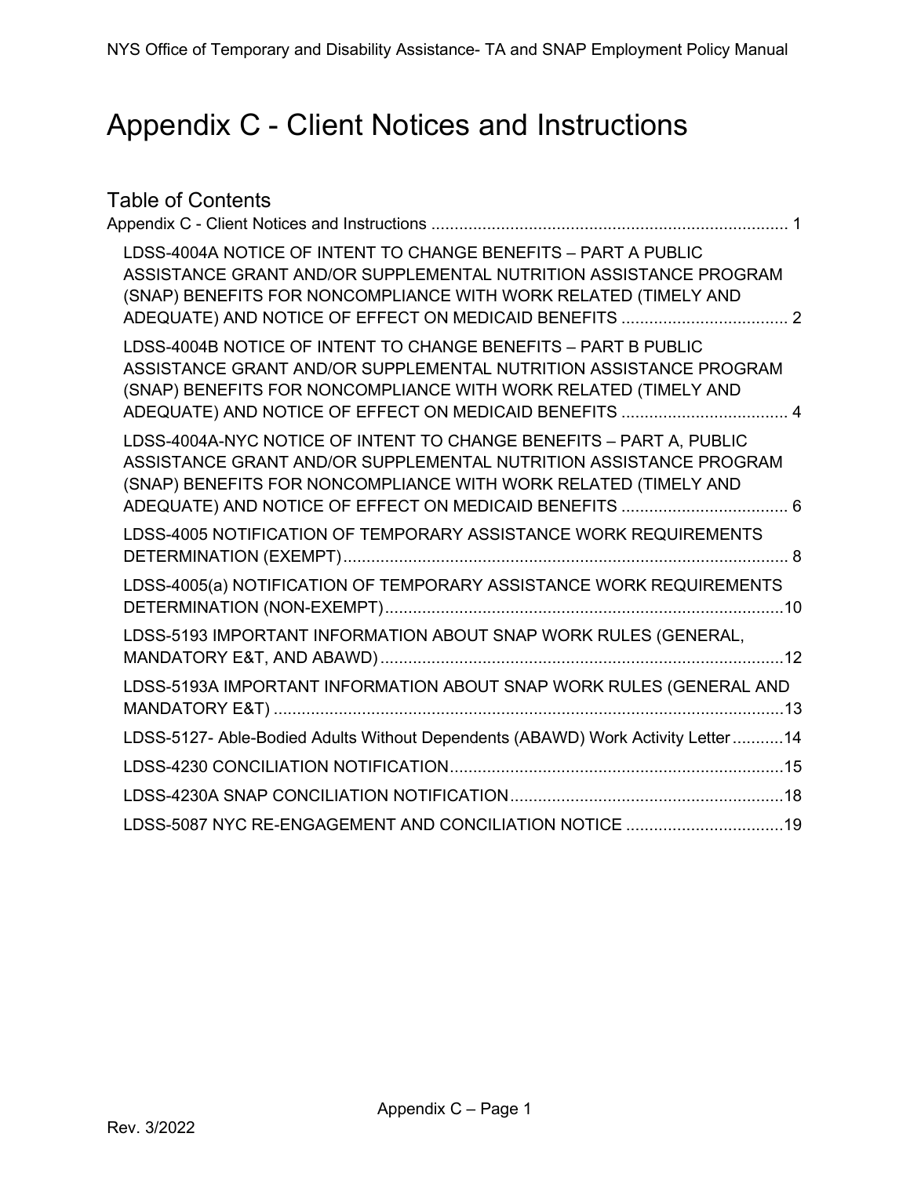# Appendix C - Client Notices and Instructions

## Table of Contents

Appendix C - Client Notices and Instructions ............................................................................ 1

- LDSS-4004A NOTICE OF INTENT TO CHANGE BENEFITS – PART A PUBLIC ASSISTANCE GRANT AND/OR SUPPLEMENTAL NUTRITION ASSISTANCE PROGRAM (SNAP) BENEFITS FOR NONCOMPLIANCE WITH WORK RELATED (TIMELY AND ADEQUATE) AND NOTICE OF EFFECT ON MEDICAID BENEFITS .................................... 2
- LDSS-4004B NOTICE OF INTENT TO CHANGE BENEFITS – PART B PUBLIC ASSISTANCE GRANT AND/OR SUPPLEMENTAL NUTRITION ASSISTANCE PROGRAM (SNAP) BENEFITS FOR NONCOMPLIANCE WITH WORK RELATED (TIMELY AND ADEQUATE) AND NOTICE OF EFFECT ON MEDICAID BENEFITS .................................... 4
- LDSS-4004A-NYC NOTICE OF INTENT TO CHANGE BENEFITS – PART A, PUBLIC ASSISTANCE GRANT AND/OR SUPPLEMENTAL NUTRITION ASSISTANCE PROGRAM (SNAP) BENEFITS FOR NONCOMPLIANCE WITH WORK RELATED (TIMELY AND ADEQUATE) AND NOTICE OF EFFECT ON MEDICAID BENEFITS .................................... 6
- LDSS-4005 NOTIFICATION OF TEMPORARY ASSISTANCE WORK REQUIREMENTS DETERMINATION (EXEMPT)................................................................................................ 8
- LDSS-4005(a) NOTIFICATION OF TEMPORARY ASSISTANCE WORK REQUIREMENTS DETERMINATION (NON-EXEMPT).....................................................................................10
- LDSS-5193 IMPORTANT INFORMATION ABOUT SNAP WORK RULES (GENERAL, MANDATORY E&T, AND ABAWD).......................................................................................12
- LDSS-5193A IMPORTANT INFORMATION ABOUT SNAP WORK RULES (GENERAL AND MANDATORY E&T) ..............................................................................................................13
- LDSS-5127- Able-Bodied Adults Without Dependents (ABAWD) Work Activity Letter...........14
- LDSS-4230 CONCILIATION NOTIFICATION........................................................................15
- LDSS-4230A SNAP CONCILIATION NOTIFICATION...........................................................18
- LDSS-5087 NYC RE-ENGAGEMENT AND CONCILIATION NOTICE ..................................19

Rev. 3/2022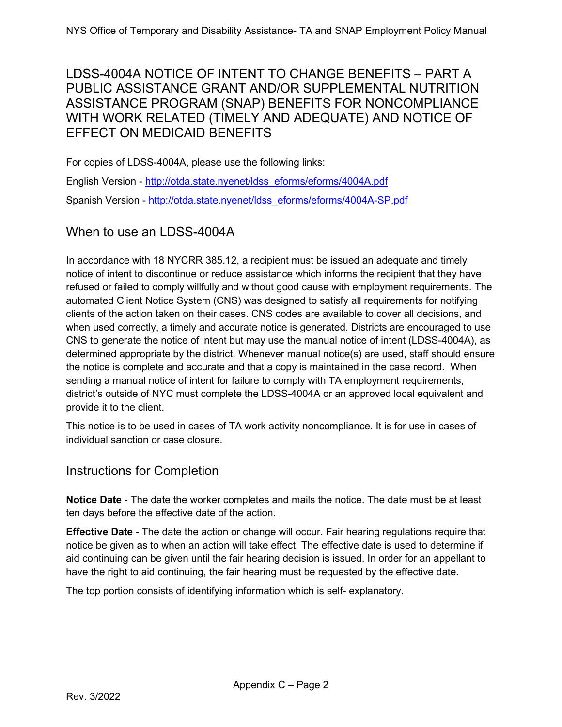# LDSS-4004A NOTICE OF INTENT TO CHANGE BENEFITS – PART A PUBLIC ASSISTANCE GRANT AND/OR SUPPLEMENTAL NUTRITION ASSISTANCE PROGRAM (SNAP) BENEFITS FOR NONCOMPLIANCE WITH WORK RELATED (TIMELY AND ADEQUATE) AND NOTICE OF EFFECT ON MEDICAID BENEFITS

For copies of LDSS-4004A, please use the following links:

English Version - [http://otda.state.nyenet/ldss_eforms/eforms/4004A.pdf](http://otda.state.nyenet/ldss_eforms/eforms/4004A.pdf)

Spanish Version - [http://otda.state.nyenet/ldss_eforms/eforms/4004A-SP.pdf](http://otda.state.nyenet/ldss_eforms/eforms/4004A-SP.pdf)

## When to use an LDSS-4004A

In accordance with 18 NYCRR 385.12, a recipient must be issued an adequate and timely notice of intent to discontinue or reduce assistance which informs the recipient that they have refused or failed to comply willfully and without good cause with employment requirements. The automated Client Notice System (CNS) was designed to satisfy all requirements for notifying clients of the action taken on their cases. CNS codes are available to cover all decisions, and when used correctly, a timely and accurate notice is generated. Districts are encouraged to use CNS to generate the notice of intent but may use the manual notice of intent (LDSS-4004A), as determined appropriate by the district. Whenever manual notice(s) are used, staff should ensure the notice is complete and accurate and that a copy is maintained in the case record. When sending a manual notice of intent for failure to comply with TA employment requirements, district's outside of NYC must complete the LDSS-4004A or an approved local equivalent and provide it to the client.

This notice is to be used in cases of TA work activity noncompliance. It is for use in cases of individual sanction or case closure.

## Instructions for Completion

**Notice Date** - The date the worker completes and mails the notice. The date must be at least ten days before the effective date of the action.

**Effective Date** - The date the action or change will occur. Fair hearing regulations require that notice be given as to when an action will take effect. The effective date is used to determine if aid continuing can be given until the fair hearing decision is issued. In order for an appellant to have the right to aid continuing, the fair hearing must be requested by the effective date.

The top portion consists of identifying information which is self- explanatory.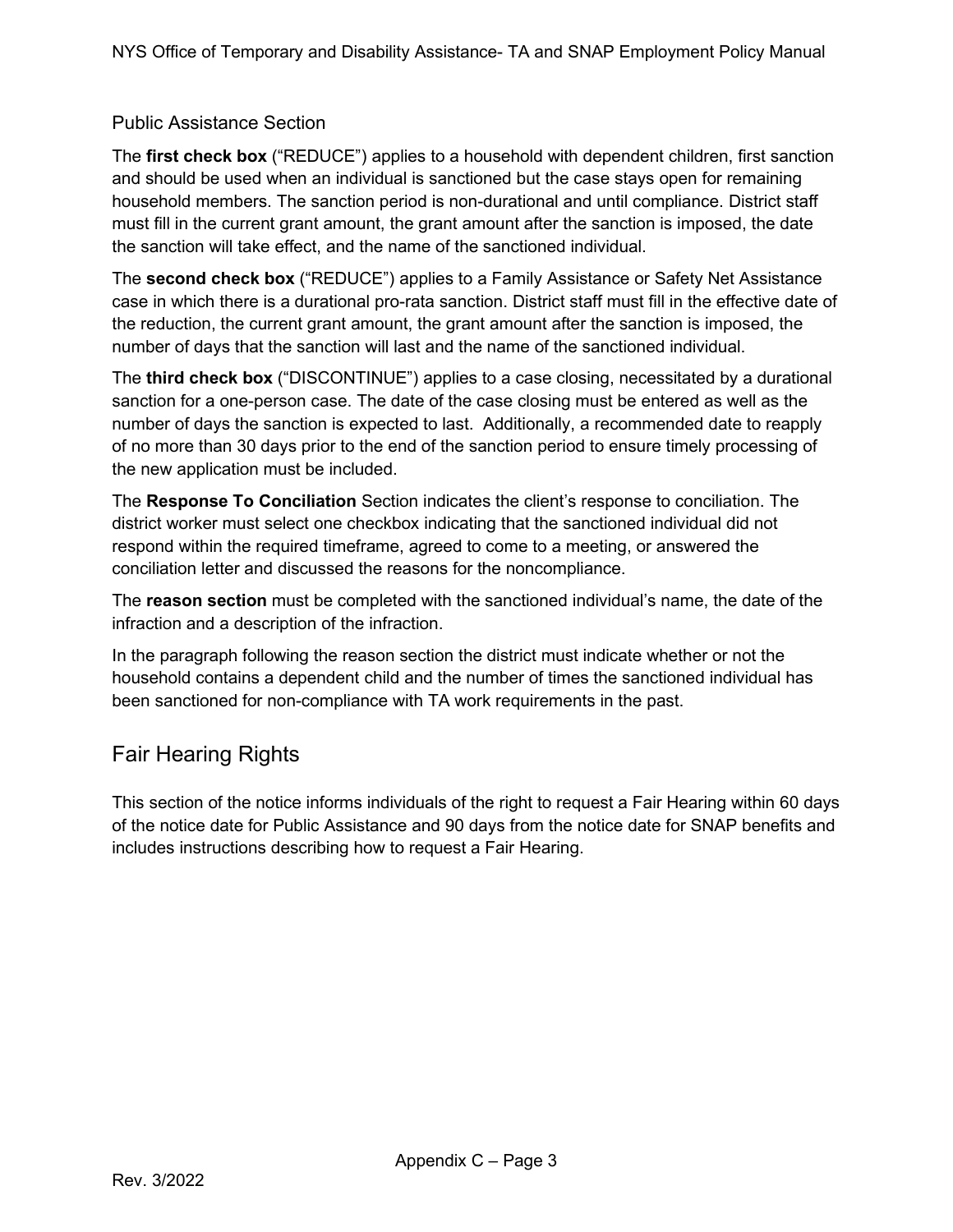### Public Assistance Section

The **first check box** ("REDUCE") applies to a household with dependent children, first sanction and should be used when an individual is sanctioned but the case stays open for remaining household members. The sanction period is non-durational and until compliance. District staff must fill in the current grant amount, the grant amount after the sanction is imposed, the date the sanction will take effect, and the name of the sanctioned individual.

The **second check box** ("REDUCE") applies to a Family Assistance or Safety Net Assistance case in which there is a durational pro-rata sanction. District staff must fill in the effective date of the reduction, the current grant amount, the grant amount after the sanction is imposed, the number of days that the sanction will last and the name of the sanctioned individual.

The **third check box** ("DISCONTINUE") applies to a case closing, necessitated by a durational sanction for a one-person case. The date of the case closing must be entered as well as the number of days the sanction is expected to last. Additionally, a recommended date to reapply of no more than 30 days prior to the end of the sanction period to ensure timely processing of the new application must be included.

The **Response To Conciliation** Section indicates the client's response to conciliation. The district worker must select one checkbox indicating that the sanctioned individual did not respond within the required timeframe, agreed to come to a meeting, or answered the conciliation letter and discussed the reasons for the noncompliance.

The **reason section** must be completed with the sanctioned individual's name, the date of the infraction and a description of the infraction.

In the paragraph following the reason section the district must indicate whether or not the household contains a dependent child and the number of times the sanctioned individual has been sanctioned for non-compliance with TA work requirements in the past.

## Fair Hearing Rights

This section of the notice informs individuals of the right to request a Fair Hearing within 60 days of the notice date for Public Assistance and 90 days from the notice date for SNAP benefits and includes instructions describing how to request a Fair Hearing.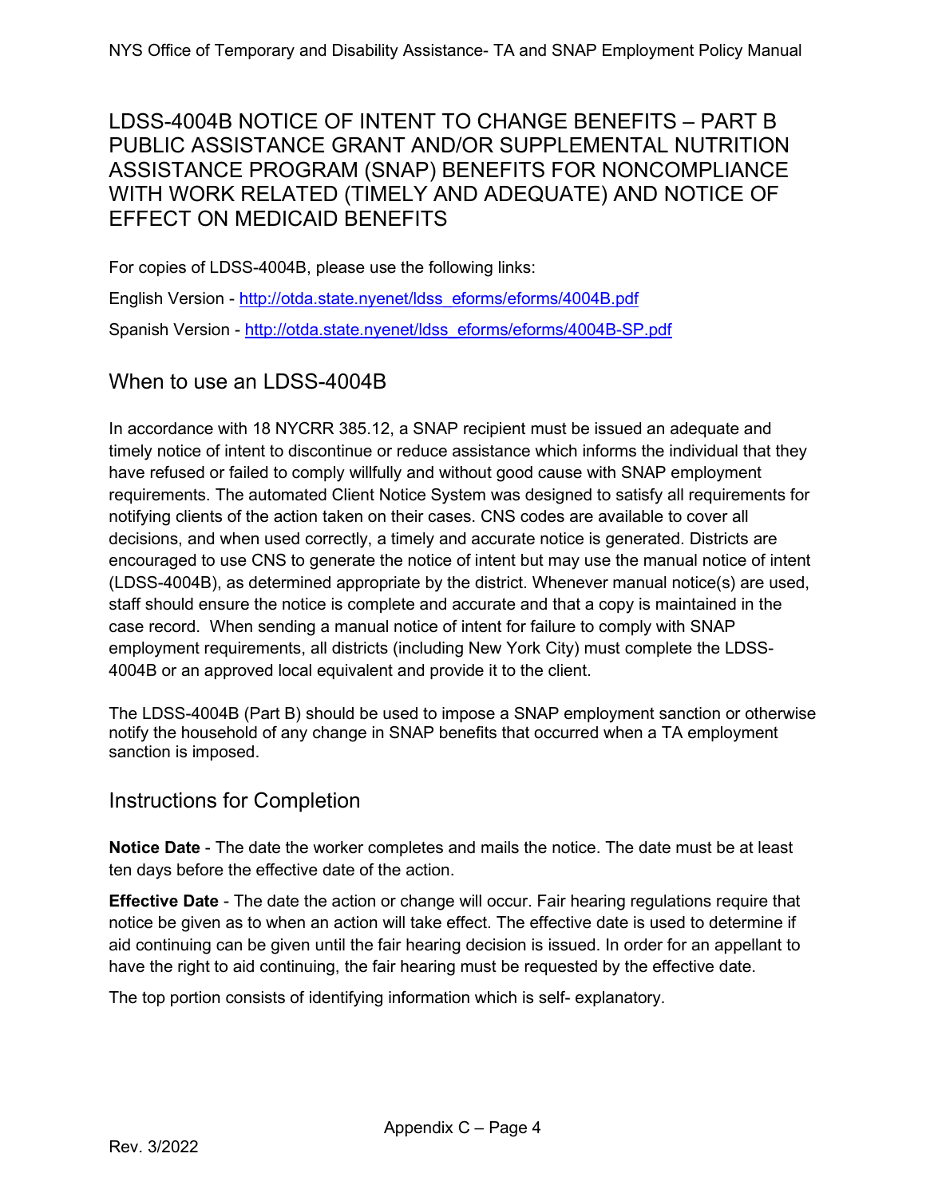## LDSS-4004B NOTICE OF INTENT TO CHANGE BENEFITS – PART B PUBLIC ASSISTANCE GRANT AND/OR SUPPLEMENTAL NUTRITION ASSISTANCE PROGRAM (SNAP) BENEFITS FOR NONCOMPLIANCE WITH WORK RELATED (TIMELY AND ADEQUATE) AND NOTICE OF EFFECT ON MEDICAID BENEFITS

For copies of LDSS-4004B, please use the following links:

English Version - http://otda.state.nyenet/ldss_eforms/eforms/4004B.pdf

Spanish Version - http://otda.state.nyenet/ldss_eforms/eforms/4004B-SP.pdf

### When to use an LDSS-4004B

In accordance with 18 NYCRR 385.12, a SNAP recipient must be issued an adequate and timely notice of intent to discontinue or reduce assistance which informs the individual that they have refused or failed to comply willfully and without good cause with SNAP employment requirements. The automated Client Notice System was designed to satisfy all requirements for notifying clients of the action taken on their cases. CNS codes are available to cover all decisions, and when used correctly, a timely and accurate notice is generated. Districts are encouraged to use CNS to generate the notice of intent but may use the manual notice of intent (LDSS-4004B), as determined appropriate by the district. Whenever manual notice(s) are used, staff should ensure the notice is complete and accurate and that a copy is maintained in the case record. When sending a manual notice of intent for failure to comply with SNAP employment requirements, all districts (including New York City) must complete the LDSS-4004B or an approved local equivalent and provide it to the client.

The LDSS-4004B (Part B) should be used to impose a SNAP employment sanction or otherwise notify the household of any change in SNAP benefits that occurred when a TA employment sanction is imposed.

### Instructions for Completion

**Notice Date** - The date the worker completes and mails the notice. The date must be at least ten days before the effective date of the action.

**Effective Date** - The date the action or change will occur. Fair hearing regulations require that notice be given as to when an action will take effect. The effective date is used to determine if aid continuing can be given until the fair hearing decision is issued. In order for an appellant to have the right to aid continuing, the fair hearing must be requested by the effective date.

The top portion consists of identifying information which is self- explanatory.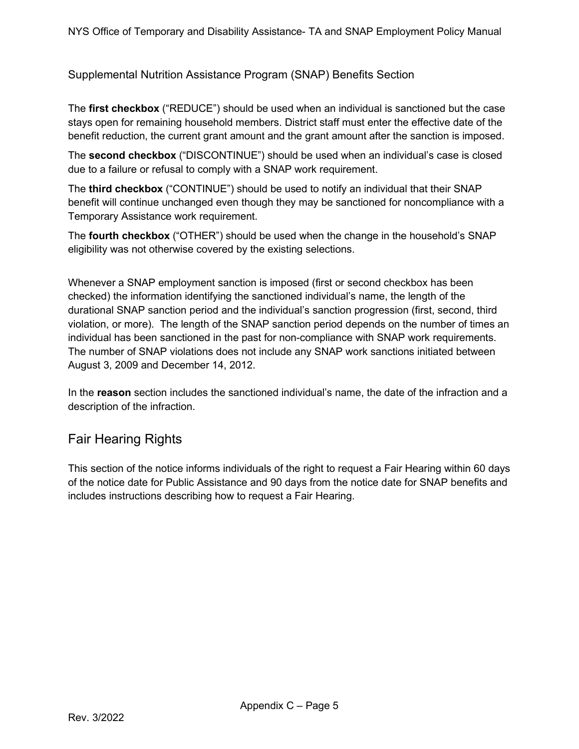Supplemental Nutrition Assistance Program (SNAP) Benefits Section

The **first checkbox** (“REDUCE”) should be used when an individual is sanctioned but the case stays open for remaining household members. District staff must enter the effective date of the benefit reduction, the current grant amount and the grant amount after the sanction is imposed.

The **second checkbox** (“DISCONTINUE”) should be used when an individual’s case is closed due to a failure or refusal to comply with a SNAP work requirement.

The **third checkbox** (“CONTINUE”) should be used to notify an individual that their SNAP benefit will continue unchanged even though they may be sanctioned for noncompliance with a Temporary Assistance work requirement.

The **fourth checkbox** (“OTHER”) should be used when the change in the household’s SNAP eligibility was not otherwise covered by the existing selections.

Whenever a SNAP employment sanction is imposed (first or second checkbox has been checked) the information identifying the sanctioned individual’s name, the length of the durational SNAP sanction period and the individual’s sanction progression (first, second, third violation, or more). The length of the SNAP sanction period depends on the number of times an individual has been sanctioned in the past for non-compliance with SNAP work requirements. The number of SNAP violations does not include any SNAP work sanctions initiated between August 3, 2009 and December 14, 2012.

In the **reason** section includes the sanctioned individual’s name, the date of the infraction and a description of the infraction.

## Fair Hearing Rights

This section of the notice informs individuals of the right to request a Fair Hearing within 60 days of the notice date for Public Assistance and 90 days from the notice date for SNAP benefits and includes instructions describing how to request a Fair Hearing.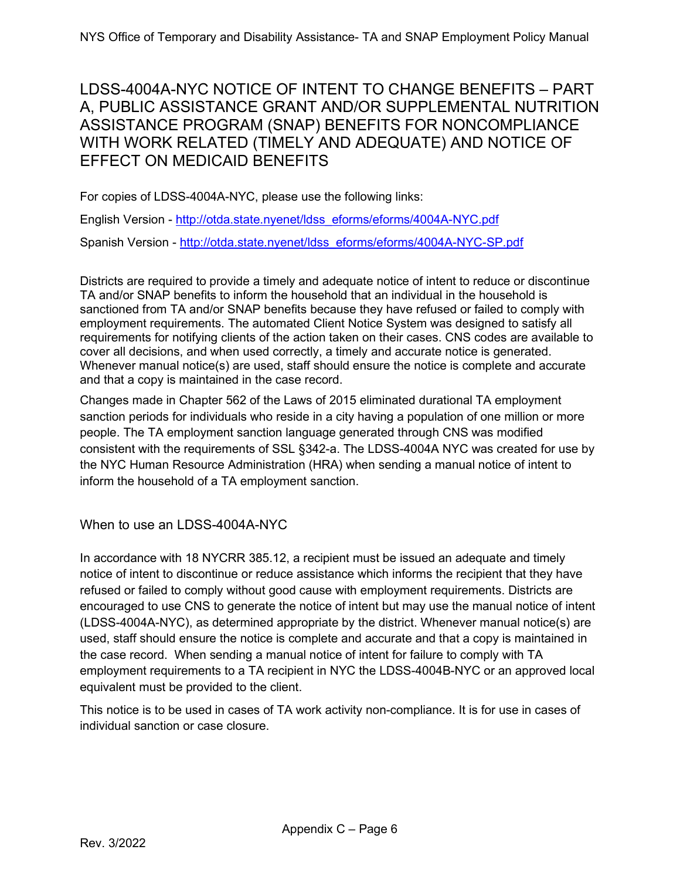# LDSS-4004A-NYC NOTICE OF INTENT TO CHANGE BENEFITS – PART A, PUBLIC ASSISTANCE GRANT AND/OR SUPPLEMENTAL NUTRITION ASSISTANCE PROGRAM (SNAP) BENEFITS FOR NONCOMPLIANCE WITH WORK RELATED (TIMELY AND ADEQUATE) AND NOTICE OF EFFECT ON MEDICAID BENEFITS

For copies of LDSS-4004A-NYC, please use the following links:

English Version - http://otda.state.nyenet/ldss_eforms/eforms/4004A-NYC.pdf

Spanish Version - http://otda.state.nyenet/ldss_eforms/eforms/4004A-NYC-SP.pdf

Districts are required to provide a timely and adequate notice of intent to reduce or discontinue TA and/or SNAP benefits to inform the household that an individual in the household is sanctioned from TA and/or SNAP benefits because they have refused or failed to comply with employment requirements. The automated Client Notice System was designed to satisfy all requirements for notifying clients of the action taken on their cases. CNS codes are available to cover all decisions, and when used correctly, a timely and accurate notice is generated. Whenever manual notice(s) are used, staff should ensure the notice is complete and accurate and that a copy is maintained in the case record.

Changes made in Chapter 562 of the Laws of 2015 eliminated durational TA employment sanction periods for individuals who reside in a city having a population of one million or more people. The TA employment sanction language generated through CNS was modified consistent with the requirements of SSL §342-a. The LDSS-4004A NYC was created for use by the NYC Human Resource Administration (HRA) when sending a manual notice of intent to inform the household of a TA employment sanction.

## When to use an LDSS-4004A-NYC

In accordance with 18 NYCRR 385.12, a recipient must be issued an adequate and timely notice of intent to discontinue or reduce assistance which informs the recipient that they have refused or failed to comply without good cause with employment requirements. Districts are encouraged to use CNS to generate the notice of intent but may use the manual notice of intent (LDSS-4004A-NYC), as determined appropriate by the district. Whenever manual notice(s) are used, staff should ensure the notice is complete and accurate and that a copy is maintained in the case record. When sending a manual notice of intent for failure to comply with TA employment requirements to a TA recipient in NYC the LDSS-4004B-NYC or an approved local equivalent must be provided to the client.

This notice is to be used in cases of TA work activity non-compliance. It is for use in cases of individual sanction or case closure.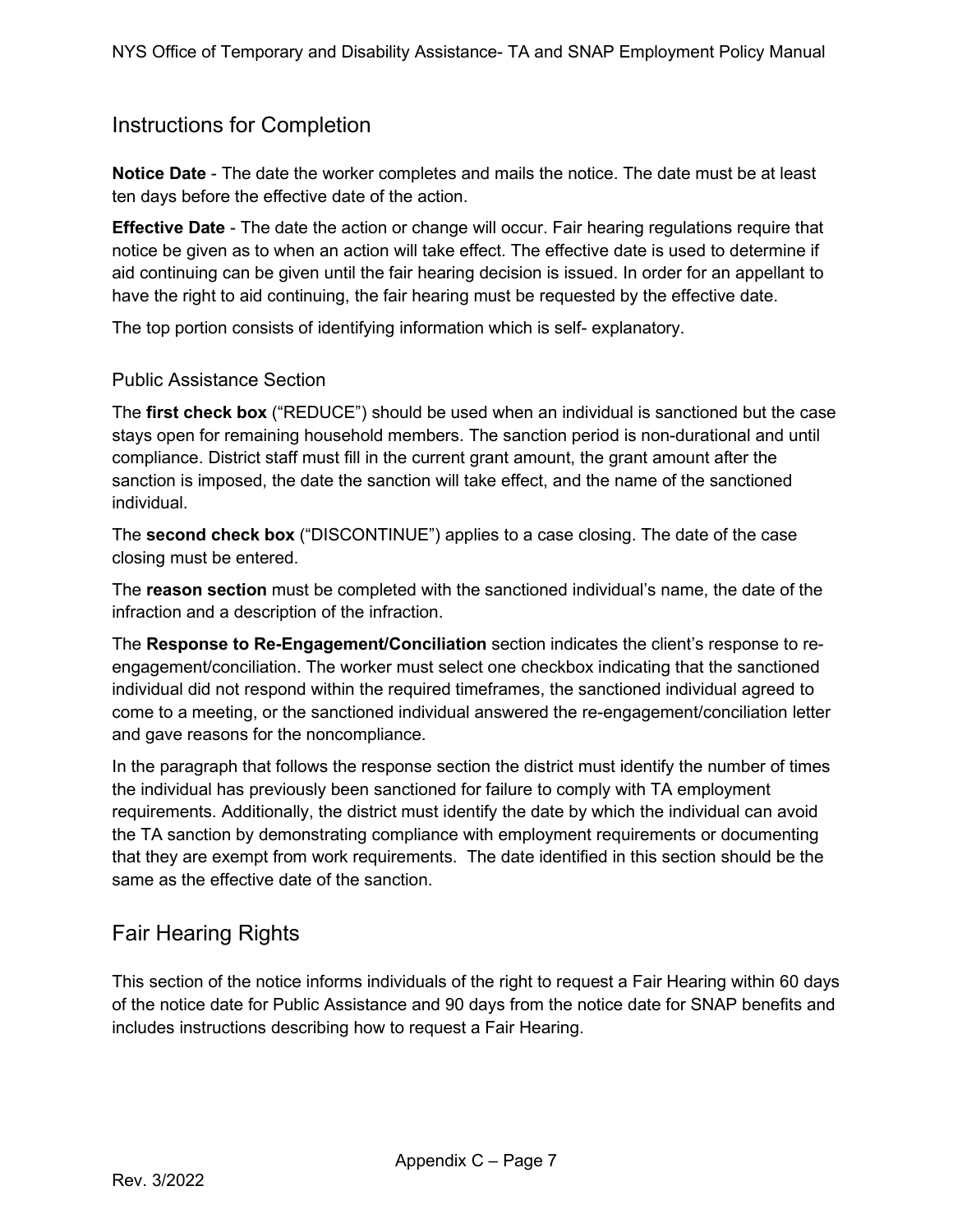## Instructions for Completion

**Notice Date** - The date the worker completes and mails the notice. The date must be at least ten days before the effective date of the action.

**Effective Date** - The date the action or change will occur. Fair hearing regulations require that notice be given as to when an action will take effect. The effective date is used to determine if aid continuing can be given until the fair hearing decision is issued. In order for an appellant to have the right to aid continuing, the fair hearing must be requested by the effective date.

The top portion consists of identifying information which is self- explanatory.

### Public Assistance Section

The **first check box** ("REDUCE") should be used when an individual is sanctioned but the case stays open for remaining household members. The sanction period is non-durational and until compliance. District staff must fill in the current grant amount, the grant amount after the sanction is imposed, the date the sanction will take effect, and the name of the sanctioned individual.

The **second check box** ("DISCONTINUE") applies to a case closing. The date of the case closing must be entered.

The **reason section** must be completed with the sanctioned individual's name, the date of the infraction and a description of the infraction.

The **Response to Re-Engagement/Conciliation** section indicates the client's response to re-engagement/conciliation. The worker must select one checkbox indicating that the sanctioned individual did not respond within the required timeframes, the sanctioned individual agreed to come to a meeting, or the sanctioned individual answered the re-engagement/conciliation letter and gave reasons for the noncompliance.

In the paragraph that follows the response section the district must identify the number of times the individual has previously been sanctioned for failure to comply with TA employment requirements. Additionally, the district must identify the date by which the individual can avoid the TA sanction by demonstrating compliance with employment requirements or documenting that they are exempt from work requirements. The date identified in this section should be the same as the effective date of the sanction.

## Fair Hearing Rights

This section of the notice informs individuals of the right to request a Fair Hearing within 60 days of the notice date for Public Assistance and 90 days from the notice date for SNAP benefits and includes instructions describing how to request a Fair Hearing.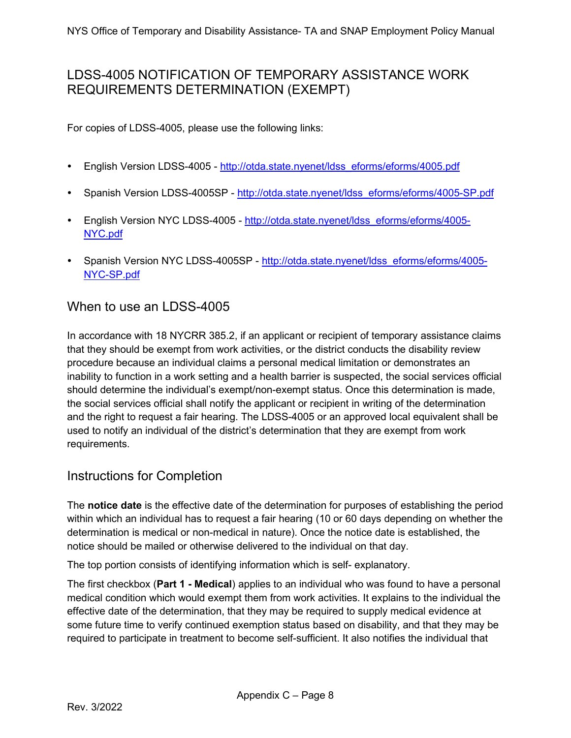## LDSS-4005 NOTIFICATION OF TEMPORARY ASSISTANCE WORK REQUIREMENTS DETERMINATION (EXEMPT)

For copies of LDSS-4005, please use the following links:

- English Version LDSS-4005 - http://otda.state.nyenet/ldss_eforms/eforms/4005.pdf
- Spanish Version LDSS-4005SP - http://otda.state.nyenet/ldss_eforms/eforms/4005-SP.pdf
- English Version NYC LDSS-4005 - http://otda.state.nyenet/ldss_eforms/eforms/4005-NYC.pdf
- Spanish Version NYC LDSS-4005SP - http://otda.state.nyenet/ldss_eforms/eforms/4005-NYC-SP.pdf

### When to use an LDSS-4005

In accordance with 18 NYCRR 385.2, if an applicant or recipient of temporary assistance claims that they should be exempt from work activities, or the district conducts the disability review procedure because an individual claims a personal medical limitation or demonstrates an inability to function in a work setting and a health barrier is suspected, the social services official should determine the individual's exempt/non-exempt status. Once this determination is made, the social services official shall notify the applicant or recipient in writing of the determination and the right to request a fair hearing. The LDSS-4005 or an approved local equivalent shall be used to notify an individual of the district's determination that they are exempt from work requirements.

### Instructions for Completion

The **notice date** is the effective date of the determination for purposes of establishing the period within which an individual has to request a fair hearing (10 or 60 days depending on whether the determination is medical or non-medical in nature). Once the notice date is established, the notice should be mailed or otherwise delivered to the individual on that day.

The top portion consists of identifying information which is self- explanatory.

The first checkbox (**Part 1 - Medical**) applies to an individual who was found to have a personal medical condition which would exempt them from work activities. It explains to the individual the effective date of the determination, that they may be required to supply medical evidence at some future time to verify continued exemption status based on disability, and that they may be required to participate in treatment to become self-sufficient. It also notifies the individual that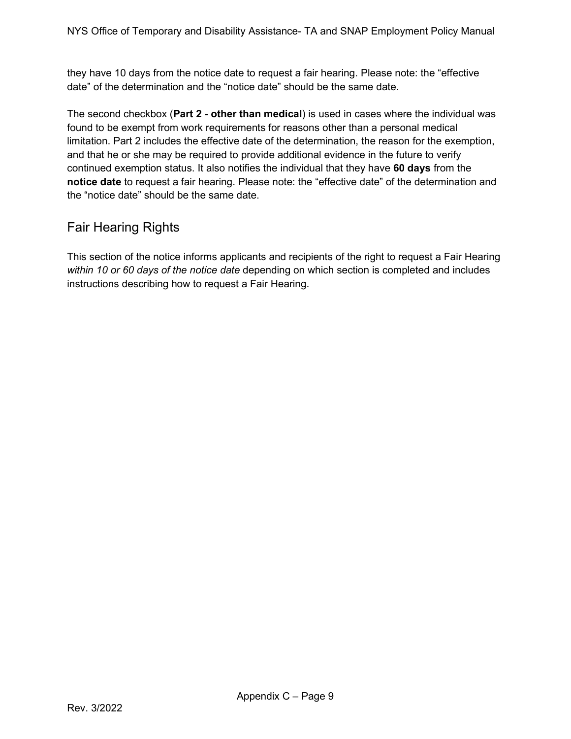they have 10 days from the notice date to request a fair hearing. Please note: the "effective date" of the determination and the "notice date" should be the same date.

The second checkbox (**Part 2 - other than medical**) is used in cases where the individual was found to be exempt from work requirements for reasons other than a personal medical limitation. Part 2 includes the effective date of the determination, the reason for the exemption, and that he or she may be required to provide additional evidence in the future to verify continued exemption status. It also notifies the individual that they have **60 days** from the **notice date** to request a fair hearing. Please note: the "effective date" of the determination and the "notice date" should be the same date.

## Fair Hearing Rights

This section of the notice informs applicants and recipients of the right to request a Fair Hearing *within 10 or 60 days of the notice date* depending on which section is completed and includes instructions describing how to request a Fair Hearing.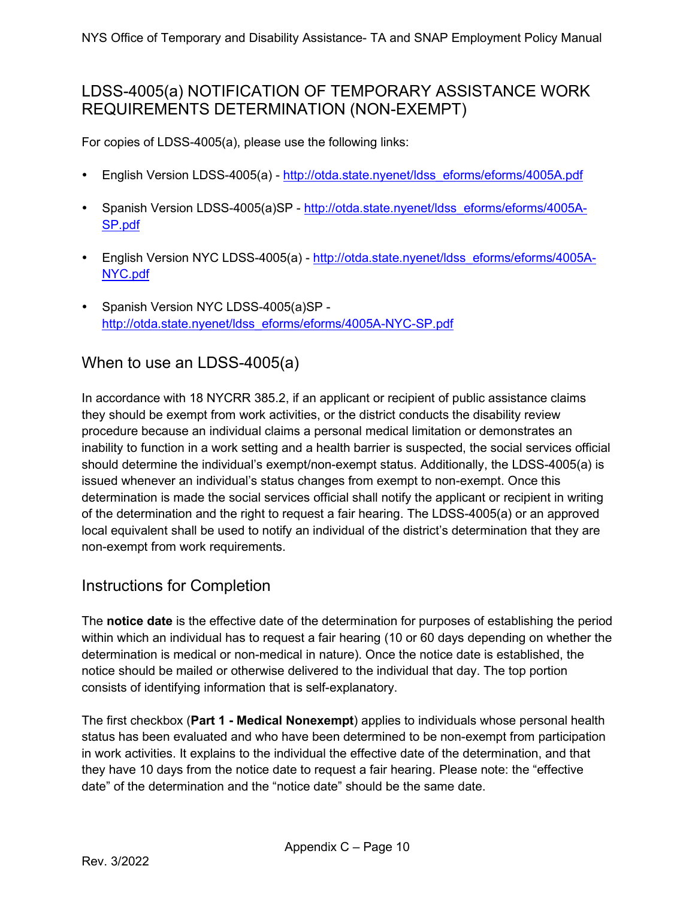# LDSS-4005(a) NOTIFICATION OF TEMPORARY ASSISTANCE WORK REQUIREMENTS DETERMINATION (NON-EXEMPT)

For copies of LDSS-4005(a), please use the following links:

- English Version LDSS-4005(a) - http://otda.state.nyenet/ldss_eforms/eforms/4005A.pdf
- Spanish Version LDSS-4005(a)SP - http://otda.state.nyenet/ldss_eforms/eforms/4005A-SP.pdf
- English Version NYC LDSS-4005(a) - http://otda.state.nyenet/ldss_eforms/eforms/4005A-NYC.pdf
- Spanish Version NYC LDSS-4005(a)SP - http://otda.state.nyenet/ldss_eforms/eforms/4005A-NYC-SP.pdf

## When to use an LDSS-4005(a)

In accordance with 18 NYCRR 385.2, if an applicant or recipient of public assistance claims they should be exempt from work activities, or the district conducts the disability review procedure because an individual claims a personal medical limitation or demonstrates an inability to function in a work setting and a health barrier is suspected, the social services official should determine the individual's exempt/non-exempt status. Additionally, the LDSS-4005(a) is issued whenever an individual's status changes from exempt to non-exempt. Once this determination is made the social services official shall notify the applicant or recipient in writing of the determination and the right to request a fair hearing. The LDSS-4005(a) or an approved local equivalent shall be used to notify an individual of the district's determination that they are non-exempt from work requirements.

## Instructions for Completion

The **notice date** is the effective date of the determination for purposes of establishing the period within which an individual has to request a fair hearing (10 or 60 days depending on whether the determination is medical or non-medical in nature). Once the notice date is established, the notice should be mailed or otherwise delivered to the individual that day. The top portion consists of identifying information that is self-explanatory.

The first checkbox (**Part 1 - Medical Nonexempt**) applies to individuals whose personal health status has been evaluated and who have been determined to be non-exempt from participation in work activities. It explains to the individual the effective date of the determination, and that they have 10 days from the notice date to request a fair hearing. Please note: the "effective date" of the determination and the "notice date" should be the same date.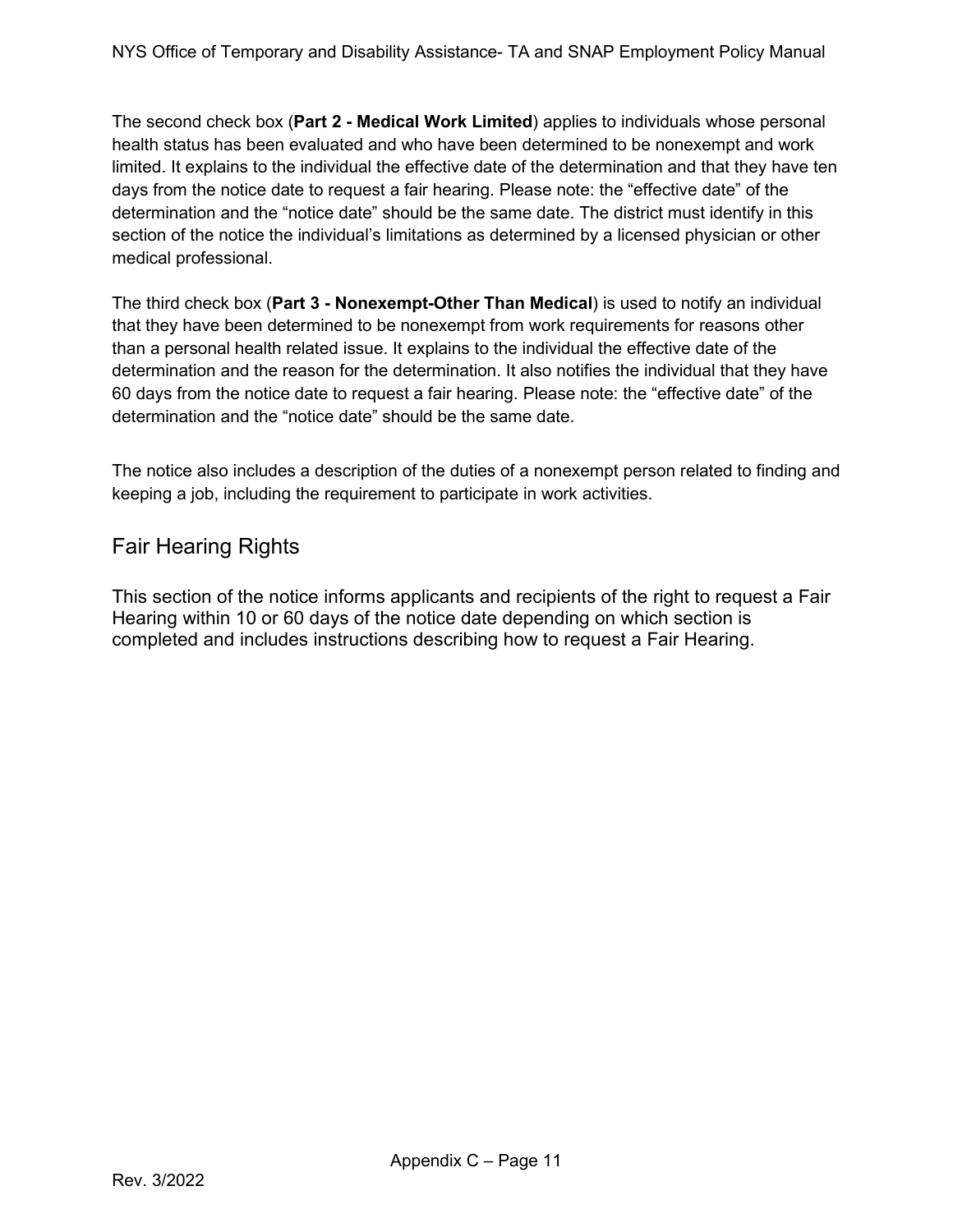The second check box (**Part 2 - Medical Work Limited**) applies to individuals whose personal health status has been evaluated and who have been determined to be nonexempt and work limited. It explains to the individual the effective date of the determination and that they have ten days from the notice date to request a fair hearing. Please note: the "effective date" of the determination and the "notice date" should be the same date. The district must identify in this section of the notice the individual's limitations as determined by a licensed physician or other medical professional.

The third check box (**Part 3 - Nonexempt-Other Than Medical**) is used to notify an individual that they have been determined to be nonexempt from work requirements for reasons other than a personal health related issue. It explains to the individual the effective date of the determination and the reason for the determination. It also notifies the individual that they have 60 days from the notice date to request a fair hearing. Please note: the "effective date" of the determination and the "notice date" should be the same date.

The notice also includes a description of the duties of a nonexempt person related to finding and keeping a job, including the requirement to participate in work activities.

## Fair Hearing Rights

This section of the notice informs applicants and recipients of the right to request a Fair Hearing within 10 or 60 days of the notice date depending on which section is completed and includes instructions describing how to request a Fair Hearing.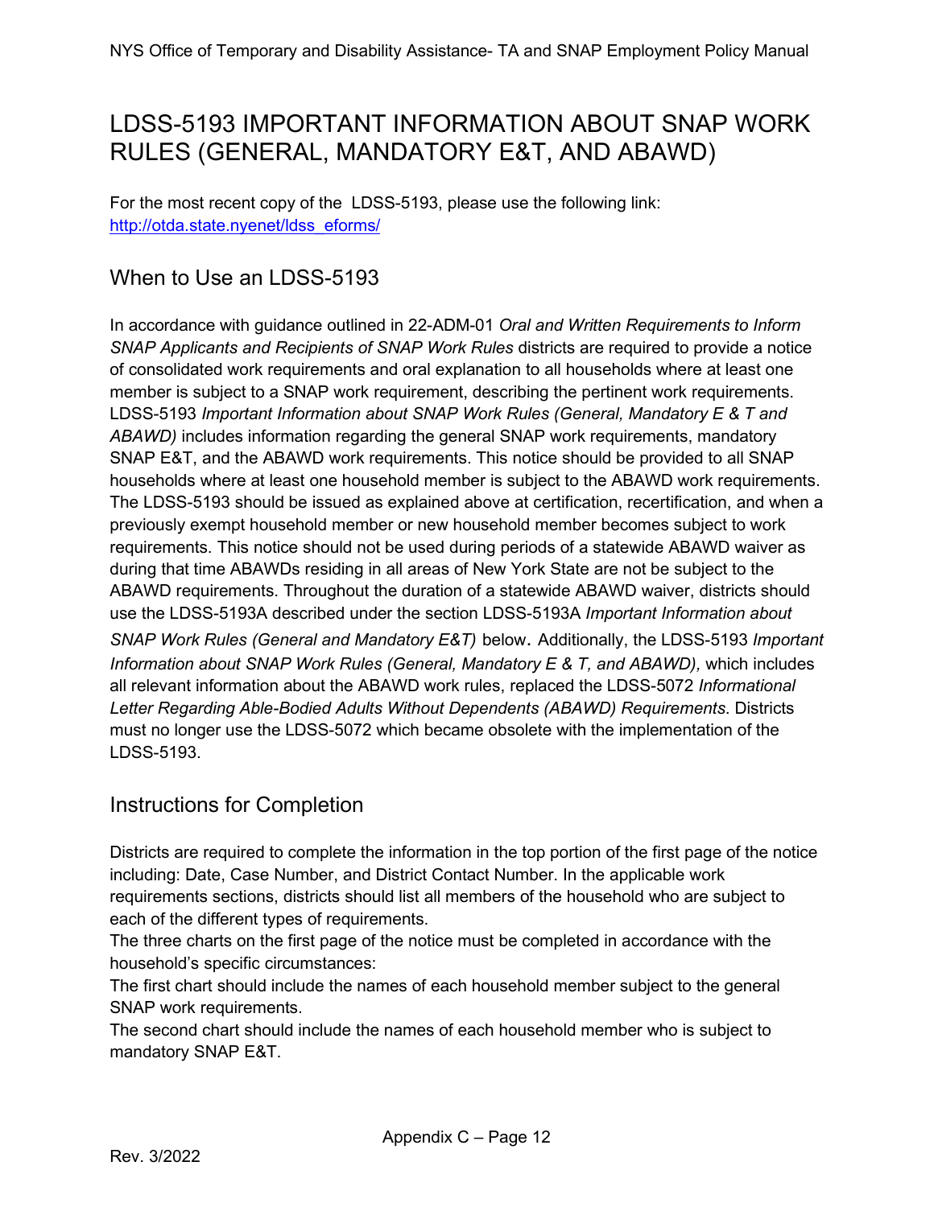# LDSS-5193 IMPORTANT INFORMATION ABOUT SNAP WORK RULES (GENERAL, MANDATORY E&T, AND ABAWD)

For the most recent copy of the LDSS-5193, please use the following link: http://otda.state.nyenet/ldss_eforms/

## When to Use an LDSS-5193

In accordance with guidance outlined in 22-ADM-01 *Oral and Written Requirements to Inform SNAP Applicants and Recipients of SNAP Work Rules* districts are required to provide a notice of consolidated work requirements and oral explanation to all households where at least one member is subject to a SNAP work requirement, describing the pertinent work requirements. LDSS-5193 *Important Information about SNAP Work Rules (General, Mandatory E & T and ABAWD)* includes information regarding the general SNAP work requirements, mandatory SNAP E&T, and the ABAWD work requirements. This notice should be provided to all SNAP households where at least one household member is subject to the ABAWD work requirements. The LDSS-5193 should be issued as explained above at certification, recertification, and when a previously exempt household member or new household member becomes subject to work requirements. This notice should not be used during periods of a statewide ABAWD waiver as during that time ABAWDs residing in all areas of New York State are not subject to the ABAWD requirements. Throughout the duration of a statewide ABAWD waiver, districts should use the LDSS-5193A described under the section LDSS-5193A *Important Information about SNAP Work Rules (General and Mandatory E&T)* below. Additionally, the LDSS-5193 *Important Information about SNAP Work Rules (General, Mandatory E & T, and ABAWD),* which includes all relevant information about the ABAWD work rules, replaced the LDSS-5072 *Informational Letter Regarding Able-Bodied Adults Without Dependents (ABAWD) Requirements*. Districts must no longer use the LDSS-5072 which became obsolete with the implementation of the LDSS-5193.

## Instructions for Completion

Districts are required to complete the information in the top portion of the first page of the notice including: Date, Case Number, and District Contact Number. In the applicable work requirements sections, districts should list all members of the household who are subject to each of the different types of requirements.

The three charts on the first page of the notice must be completed in accordance with the household's specific circumstances:

The first chart should include the names of each household member subject to the general SNAP work requirements.

The second chart should include the names of each household member who is subject to mandatory SNAP E&T.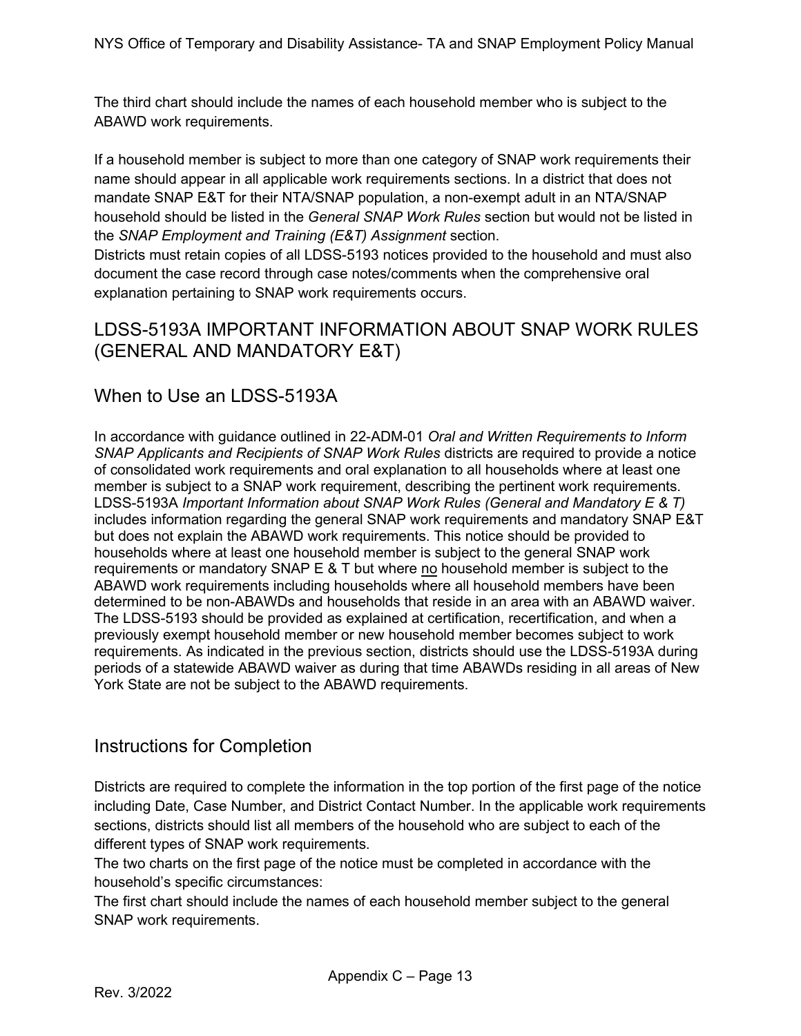The third chart should include the names of each household member who is subject to the ABAWD work requirements.

If a household member is subject to more than one category of SNAP work requirements their name should appear in all applicable work requirements sections. In a district that does not mandate SNAP E&T for their NTA/SNAP population, a non-exempt adult in an NTA/SNAP household should be listed in the *General SNAP Work Rules* section but would not be listed in the *SNAP Employment and Training (E&T) Assignment* section.
Districts must retain copies of all LDSS-5193 notices provided to the household and must also document the case record through case notes/comments when the comprehensive oral explanation pertaining to SNAP work requirements occurs.

## LDSS-5193A IMPORTANT INFORMATION ABOUT SNAP WORK RULES (GENERAL AND MANDATORY E&T)

### When to Use an LDSS-5193A

In accordance with guidance outlined in 22-ADM-01 *Oral and Written Requirements to Inform SNAP Applicants and Recipients of SNAP Work Rules* districts are required to provide a notice of consolidated work requirements and oral explanation to all households where at least one member is subject to a SNAP work requirement, describing the pertinent work requirements. LDSS-5193A *Important Information about SNAP Work Rules (General and Mandatory E & T)* includes information regarding the general SNAP work requirements and mandatory SNAP E&T but does not explain the ABAWD work requirements. This notice should be provided to households where at least one household member is subject to the general SNAP work requirements or mandatory SNAP E & T but where no household member is subject to the ABAWD work requirements including households where all household members have been determined to be non-ABAWDs and households that reside in an area with an ABAWD waiver. The LDSS-5193 should be provided as explained at certification, recertification, and when a previously exempt household member or new household member becomes subject to work requirements. As indicated in the previous section, districts should use the LDSS-5193A during periods of a statewide ABAWD waiver as during that time ABAWDs residing in all areas of New York State are not be subject to the ABAWD requirements.

### Instructions for Completion

Districts are required to complete the information in the top portion of the first page of the notice including Date, Case Number, and District Contact Number. In the applicable work requirements sections, districts should list all members of the household who are subject to each of the different types of SNAP work requirements.
The two charts on the first page of the notice must be completed in accordance with the household's specific circumstances:
The first chart should include the names of each household member subject to the general SNAP work requirements.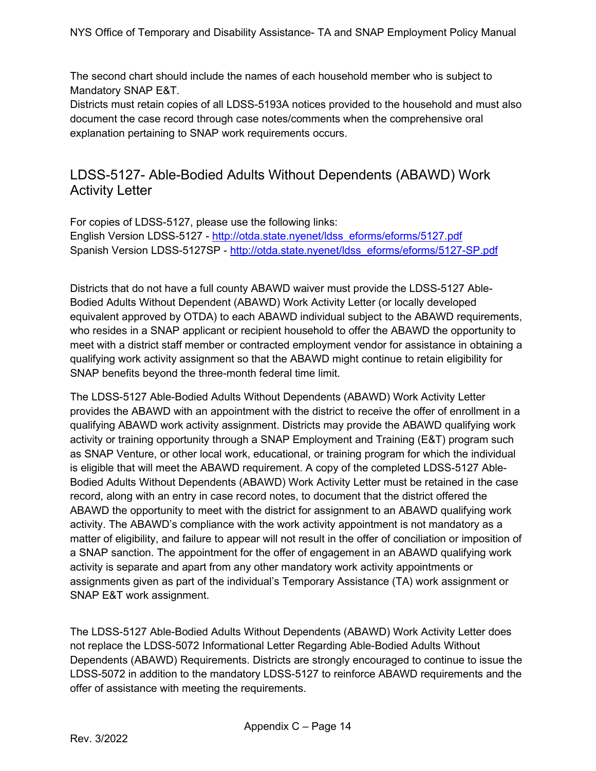The second chart should include the names of each household member who is subject to Mandatory SNAP E&T.
Districts must retain copies of all LDSS-5193A notices provided to the household and must also document the case record through case notes/comments when the comprehensive oral explanation pertaining to SNAP work requirements occurs.

## LDSS-5127- Able-Bodied Adults Without Dependents (ABAWD) Work Activity Letter

For copies of LDSS-5127, please use the following links:
English Version LDSS-5127 - [http://otda.state.nyenet/ldss_eforms/eforms/5127.pdf](http://otda.state.nyenet/ldss_eforms/eforms/5127.pdf)
Spanish Version LDSS-5127SP - [http://otda.state.nyenet/ldss_eforms/eforms/5127-SP.pdf](http://otda.state.nyenet/ldss_eforms/eforms/5127-SP.pdf)

Districts that do not have a full county ABAWD waiver must provide the LDSS-5127 Able-Bodied Adults Without Dependent (ABAWD) Work Activity Letter (or locally developed equivalent approved by OTDA) to each ABAWD individual subject to the ABAWD requirements, who resides in a SNAP applicant or recipient household to offer the ABAWD the opportunity to meet with a district staff member or contracted employment vendor for assistance in obtaining a qualifying work activity assignment so that the ABAWD might continue to retain eligibility for SNAP benefits beyond the three-month federal time limit.

The LDSS-5127 Able-Bodied Adults Without Dependents (ABAWD) Work Activity Letter provides the ABAWD with an appointment with the district to receive the offer of enrollment in a qualifying ABAWD work activity assignment. Districts may provide the ABAWD qualifying work activity or training opportunity through a SNAP Employment and Training (E&T) program such as SNAP Venture, or other local work, educational, or training program for which the individual is eligible that will meet the ABAWD requirement. A copy of the completed LDSS-5127 Able-Bodied Adults Without Dependents (ABAWD) Work Activity Letter must be retained in the case record, along with an entry in case record notes, to document that the district offered the ABAWD the opportunity to meet with the district for assignment to an ABAWD qualifying work activity. The ABAWD's compliance with the work activity appointment is not mandatory as a matter of eligibility, and failure to appear will not result in the offer of conciliation or imposition of a SNAP sanction. The appointment for the offer of engagement in an ABAWD qualifying work activity is separate and apart from any other mandatory work activity appointments or assignments given as part of the individual's Temporary Assistance (TA) work assignment or SNAP E&T work assignment.

The LDSS-5127 Able-Bodied Adults Without Dependents (ABAWD) Work Activity Letter does not replace the LDSS-5072 Informational Letter Regarding Able-Bodied Adults Without Dependents (ABAWD) Requirements. Districts are strongly encouraged to continue to issue the LDSS-5072 in addition to the mandatory LDSS-5127 to reinforce ABAWD requirements and the offer of assistance with meeting the requirements.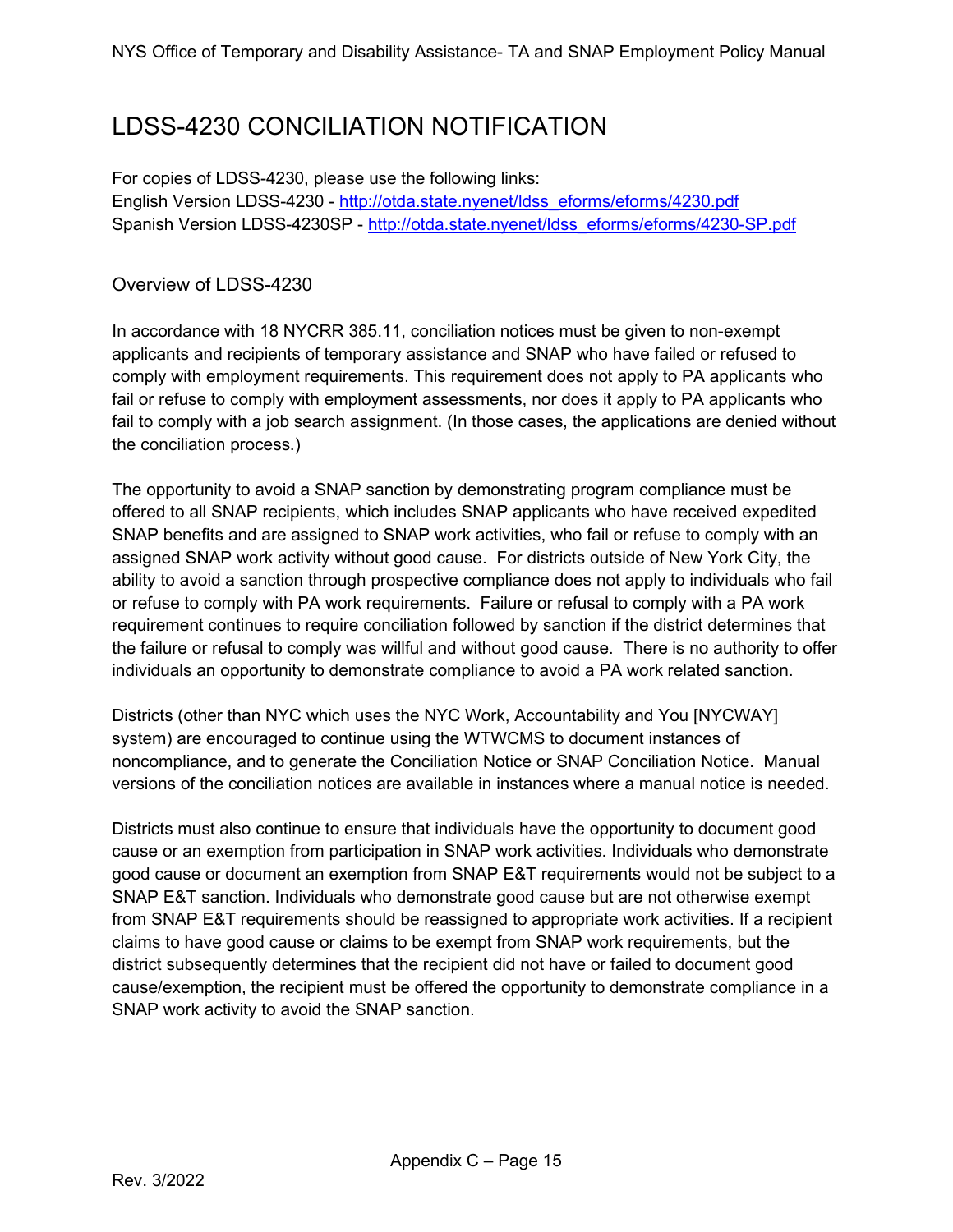# LDSS-4230 CONCILIATION NOTIFICATION

For copies of LDSS-4230, please use the following links:
English Version LDSS-4230 - [http://otda.state.nyenet/ldss_eforms/eforms/4230.pdf](http://otda.state.nyenet/ldss_eforms/eforms/4230.pdf)
Spanish Version LDSS-4230SP - [http://otda.state.nyenet/ldss_eforms/eforms/4230-SP.pdf](http://otda.state.nyenet/ldss_eforms/eforms/4230-SP.pdf)

## Overview of LDSS-4230

In accordance with 18 NYCRR 385.11, conciliation notices must be given to non-exempt applicants and recipients of temporary assistance and SNAP who have failed or refused to comply with employment requirements. This requirement does not apply to PA applicants who fail or refuse to comply with employment assessments, nor does it apply to PA applicants who fail to comply with a job search assignment. (In those cases, the applications are denied without the conciliation process.)

The opportunity to avoid a SNAP sanction by demonstrating program compliance must be offered to all SNAP recipients, which includes SNAP applicants who have received expedited SNAP benefits and are assigned to SNAP work activities, who fail or refuse to comply with an assigned SNAP work activity without good cause. For districts outside of New York City, the ability to avoid a sanction through prospective compliance does not apply to individuals who fail or refuse to comply with PA work requirements. Failure or refusal to comply with a PA work requirement continues to require conciliation followed by sanction if the district determines that the failure or refusal to comply was willful and without good cause. There is no authority to offer individuals an opportunity to demonstrate compliance to avoid a PA work related sanction.

Districts (other than NYC which uses the NYC Work, Accountability and You [NYCWAY] system) are encouraged to continue using the WTWCMS to document instances of noncompliance, and to generate the Conciliation Notice or SNAP Conciliation Notice. Manual versions of the conciliation notices are available in instances where a manual notice is needed.

Districts must also continue to ensure that individuals have the opportunity to document good cause or an exemption from participation in SNAP work activities. Individuals who demonstrate good cause or document an exemption from SNAP E&T requirements would not be subject to a SNAP E&T sanction. Individuals who demonstrate good cause but are not otherwise exempt from SNAP E&T requirements should be reassigned to appropriate work activities. If a recipient claims to have good cause or claims to be exempt from SNAP work requirements, but the district subsequently determines that the recipient did not have or failed to document good cause/exemption, the recipient must be offered the opportunity to demonstrate compliance in a SNAP work activity to avoid the SNAP sanction.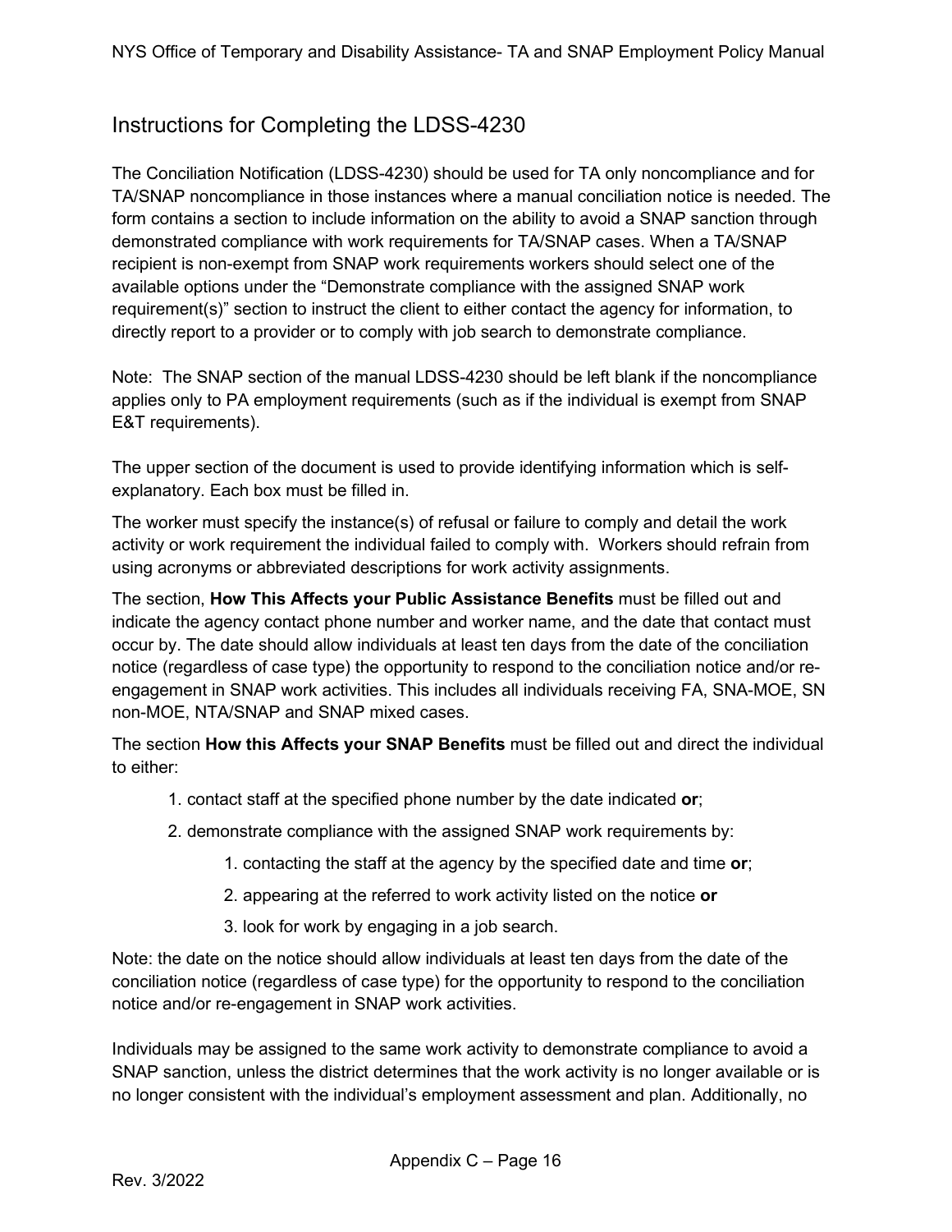## Instructions for Completing the LDSS-4230

The Conciliation Notification (LDSS-4230) should be used for TA only noncompliance and for TA/SNAP noncompliance in those instances where a manual conciliation notice is needed. The form contains a section to include information on the ability to avoid a SNAP sanction through demonstrated compliance with work requirements for TA/SNAP cases. When a TA/SNAP recipient is non-exempt from SNAP work requirements workers should select one of the available options under the "Demonstrate compliance with the assigned SNAP work requirement(s)" section to instruct the client to either contact the agency for information, to directly report to a provider or to comply with job search to demonstrate compliance.

Note: The SNAP section of the manual LDSS-4230 should be left blank if the noncompliance applies only to PA employment requirements (such as if the individual is exempt from SNAP E&T requirements).

The upper section of the document is used to provide identifying information which is self-explanatory. Each box must be filled in.

The worker must specify the instance(s) of refusal or failure to comply and detail the work activity or work requirement the individual failed to comply with. Workers should refrain from using acronyms or abbreviated descriptions for work activity assignments.

The section, **How This Affects your Public Assistance Benefits** must be filled out and indicate the agency contact phone number and worker name, and the date that contact must occur by. The date should allow individuals at least ten days from the date of the conciliation notice (regardless of case type) the opportunity to respond to the conciliation notice and/or re-engagement in SNAP work activities. This includes all individuals receiving FA, SNA-MOE, SN non-MOE, NTA/SNAP and SNAP mixed cases.

The section **How this Affects your SNAP Benefits** must be filled out and direct the individual to either:

1. contact staff at the specified phone number by the date indicated **or**;
2. demonstrate compliance with the assigned SNAP work requirements by:
   1. contacting the staff at the agency by the specified date and time **or**;
   2. appearing at the referred to work activity listed on the notice **or**
   3. look for work by engaging in a job search.

Note: the date on the notice should allow individuals at least ten days from the date of the conciliation notice (regardless of case type) for the opportunity to respond to the conciliation notice and/or re-engagement in SNAP work activities.

Individuals may be assigned to the same work activity to demonstrate compliance to avoid a SNAP sanction, unless the district determines that the work activity is no longer available or is no longer consistent with the individual's employment assessment and plan. Additionally, no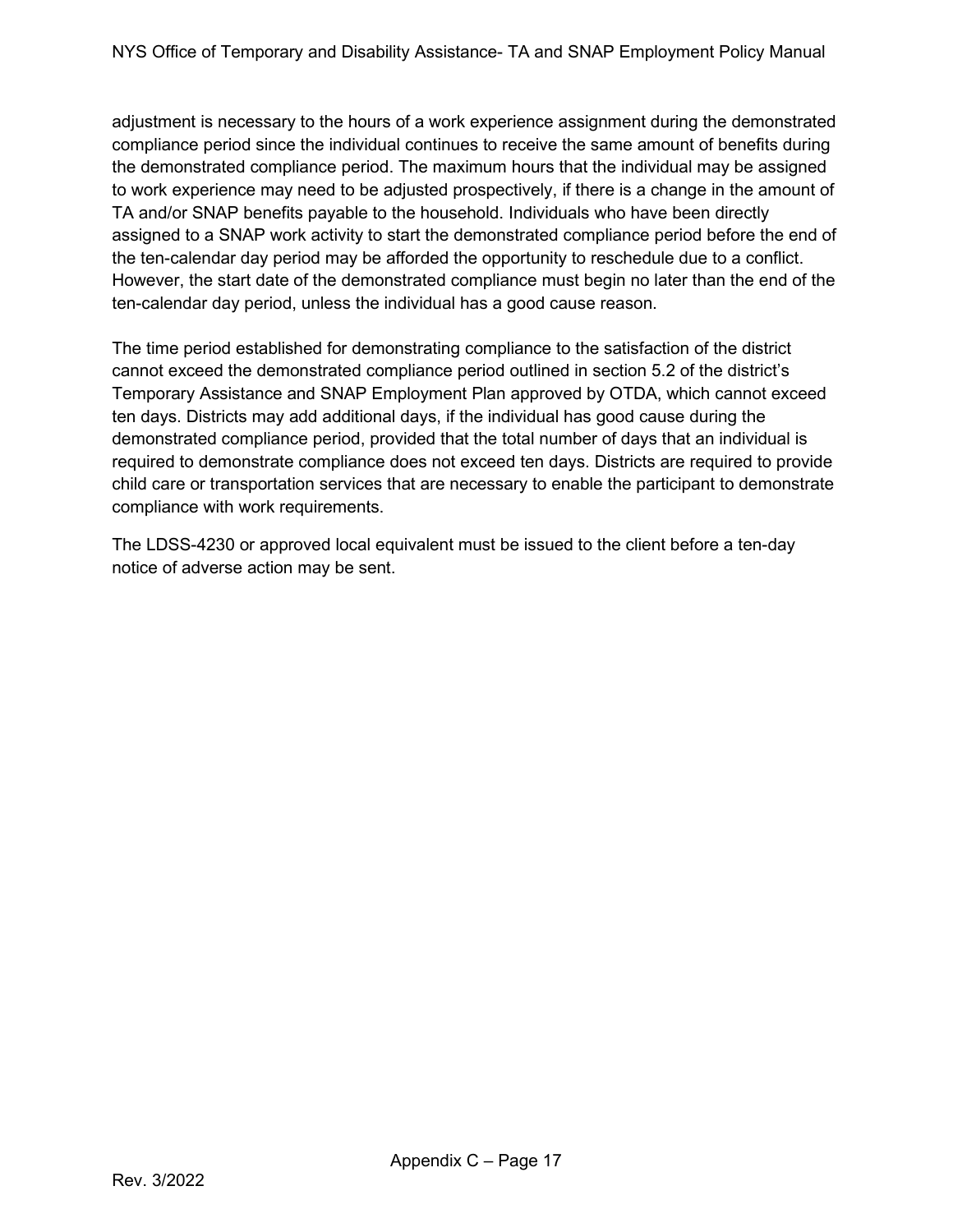adjustment is necessary to the hours of a work experience assignment during the demonstrated compliance period since the individual continues to receive the same amount of benefits during the demonstrated compliance period. The maximum hours that the individual may be assigned to work experience may need to be adjusted prospectively, if there is a change in the amount of TA and/or SNAP benefits payable to the household. Individuals who have been directly assigned to a SNAP work activity to start the demonstrated compliance period before the end of the ten-calendar day period may be afforded the opportunity to reschedule due to a conflict. However, the start date of the demonstrated compliance must begin no later than the end of the ten-calendar day period, unless the individual has a good cause reason.

The time period established for demonstrating compliance to the satisfaction of the district cannot exceed the demonstrated compliance period outlined in section 5.2 of the district's Temporary Assistance and SNAP Employment Plan approved by OTDA, which cannot exceed ten days. Districts may add additional days, if the individual has good cause during the demonstrated compliance period, provided that the total number of days that an individual is required to demonstrate compliance does not exceed ten days. Districts are required to provide child care or transportation services that are necessary to enable the participant to demonstrate compliance with work requirements.

The LDSS-4230 or approved local equivalent must be issued to the client before a ten-day notice of adverse action may be sent.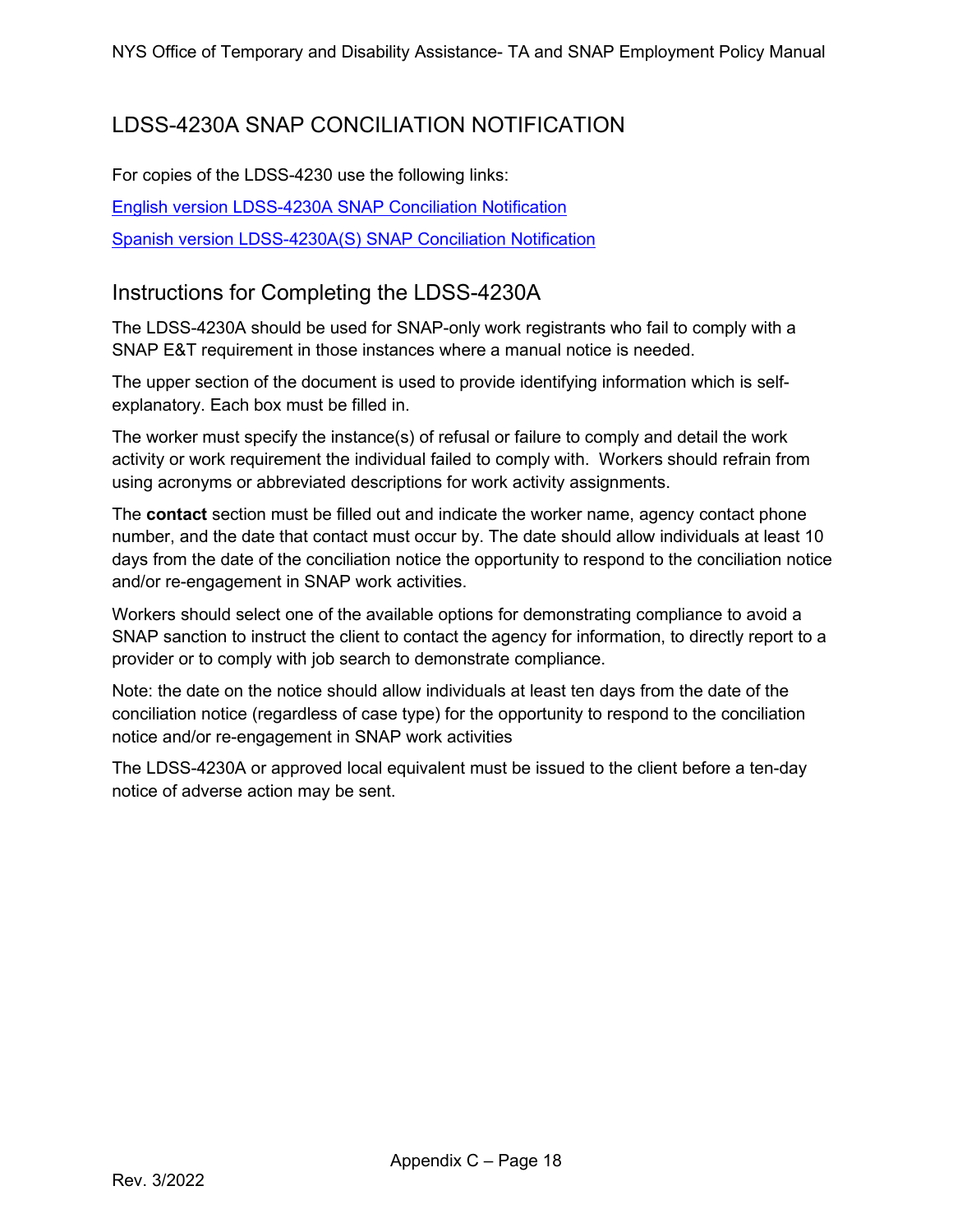# LDSS-4230A SNAP CONCILIATION NOTIFICATION

For copies of the LDSS-4230 use the following links:

English version LDSS-4230A SNAP Conciliation Notification

Spanish version LDSS-4230A(S) SNAP Conciliation Notification

## Instructions for Completing the LDSS-4230A

The LDSS-4230A should be used for SNAP-only work registrants who fail to comply with a SNAP E&T requirement in those instances where a manual notice is needed.

The upper section of the document is used to provide identifying information which is self-explanatory. Each box must be filled in.

The worker must specify the instance(s) of refusal or failure to comply and detail the work activity or work requirement the individual failed to comply with. Workers should refrain from using acronyms or abbreviated descriptions for work activity assignments.

The **contact** section must be filled out and indicate the worker name, agency contact phone number, and the date that contact must occur by. The date should allow individuals at least 10 days from the date of the conciliation notice the opportunity to respond to the conciliation notice and/or re-engagement in SNAP work activities.

Workers should select one of the available options for demonstrating compliance to avoid a SNAP sanction to instruct the client to contact the agency for information, to directly report to a provider or to comply with job search to demonstrate compliance.

Note: the date on the notice should allow individuals at least ten days from the date of the conciliation notice (regardless of case type) for the opportunity to respond to the conciliation notice and/or re-engagement in SNAP work activities

The LDSS-4230A or approved local equivalent must be issued to the client before a ten-day notice of adverse action may be sent.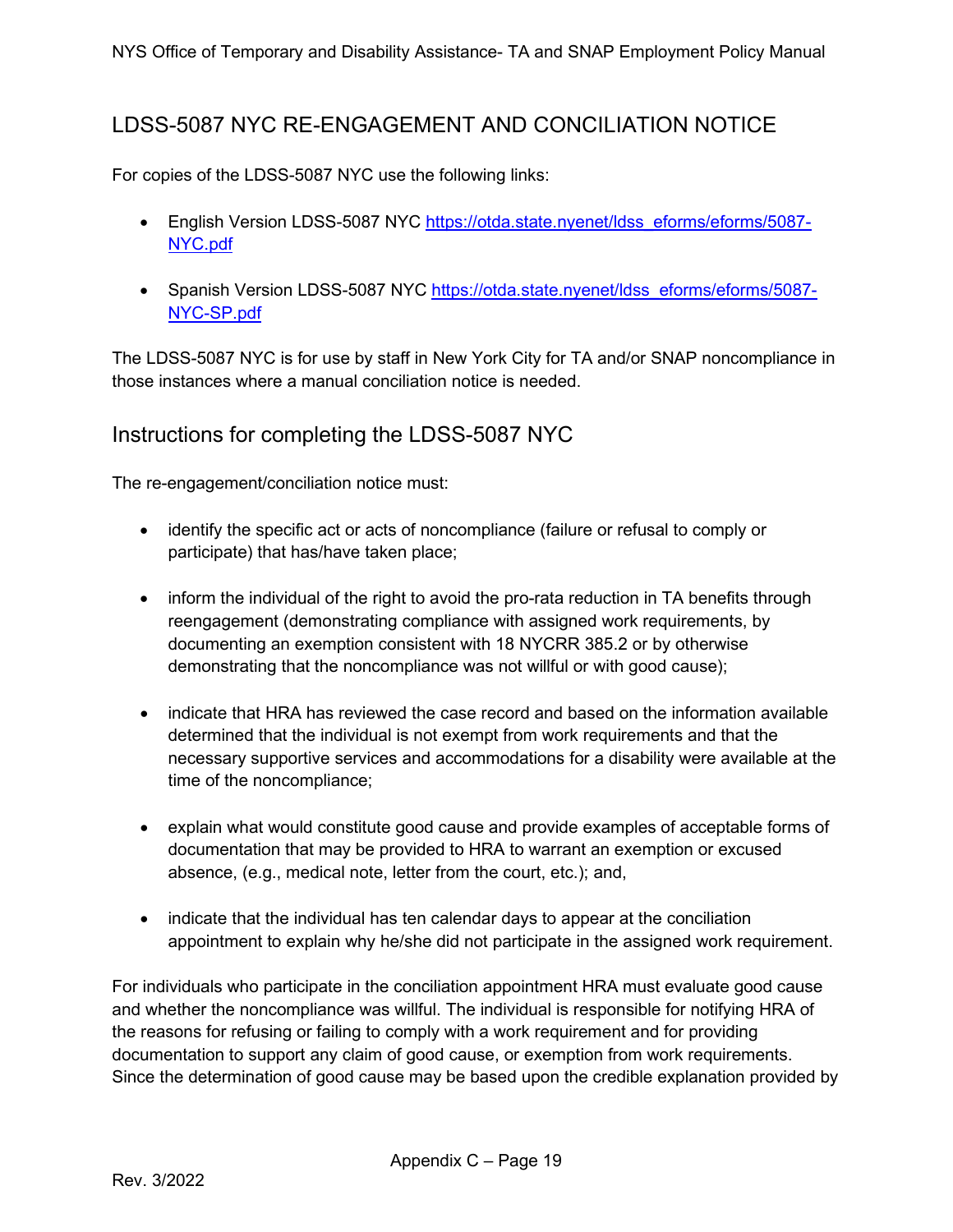## LDSS-5087 NYC RE-ENGAGEMENT AND CONCILIATION NOTICE

For copies of the LDSS-5087 NYC use the following links:

- English Version LDSS-5087 NYC https://otda.state.nyenet/ldss_eforms/eforms/5087-NYC.pdf
- Spanish Version LDSS-5087 NYC https://otda.state.nyenet/ldss_eforms/eforms/5087-NYC-SP.pdf

The LDSS-5087 NYC is for use by staff in New York City for TA and/or SNAP noncompliance in those instances where a manual conciliation notice is needed.

### Instructions for completing the LDSS-5087 NYC

The re-engagement/conciliation notice must:

- identify the specific act or acts of noncompliance (failure or refusal to comply or participate) that has/have taken place;
- inform the individual of the right to avoid the pro-rata reduction in TA benefits through reengagement (demonstrating compliance with assigned work requirements, by documenting an exemption consistent with 18 NYCRR 385.2 or by otherwise demonstrating that the noncompliance was not willful or with good cause);
- indicate that HRA has reviewed the case record and based on the information available determined that the individual is not exempt from work requirements and that the necessary supportive services and accommodations for a disability were available at the time of the noncompliance;
- explain what would constitute good cause and provide examples of acceptable forms of documentation that may be provided to HRA to warrant an exemption or excused absence, (e.g., medical note, letter from the court, etc.); and,
- indicate that the individual has ten calendar days to appear at the conciliation appointment to explain why he/she did not participate in the assigned work requirement.

For individuals who participate in the conciliation appointment HRA must evaluate good cause and whether the noncompliance was willful. The individual is responsible for notifying HRA of the reasons for refusing or failing to comply with a work requirement and for providing documentation to support any claim of good cause, or exemption from work requirements. Since the determination of good cause may be based upon the credible explanation provided by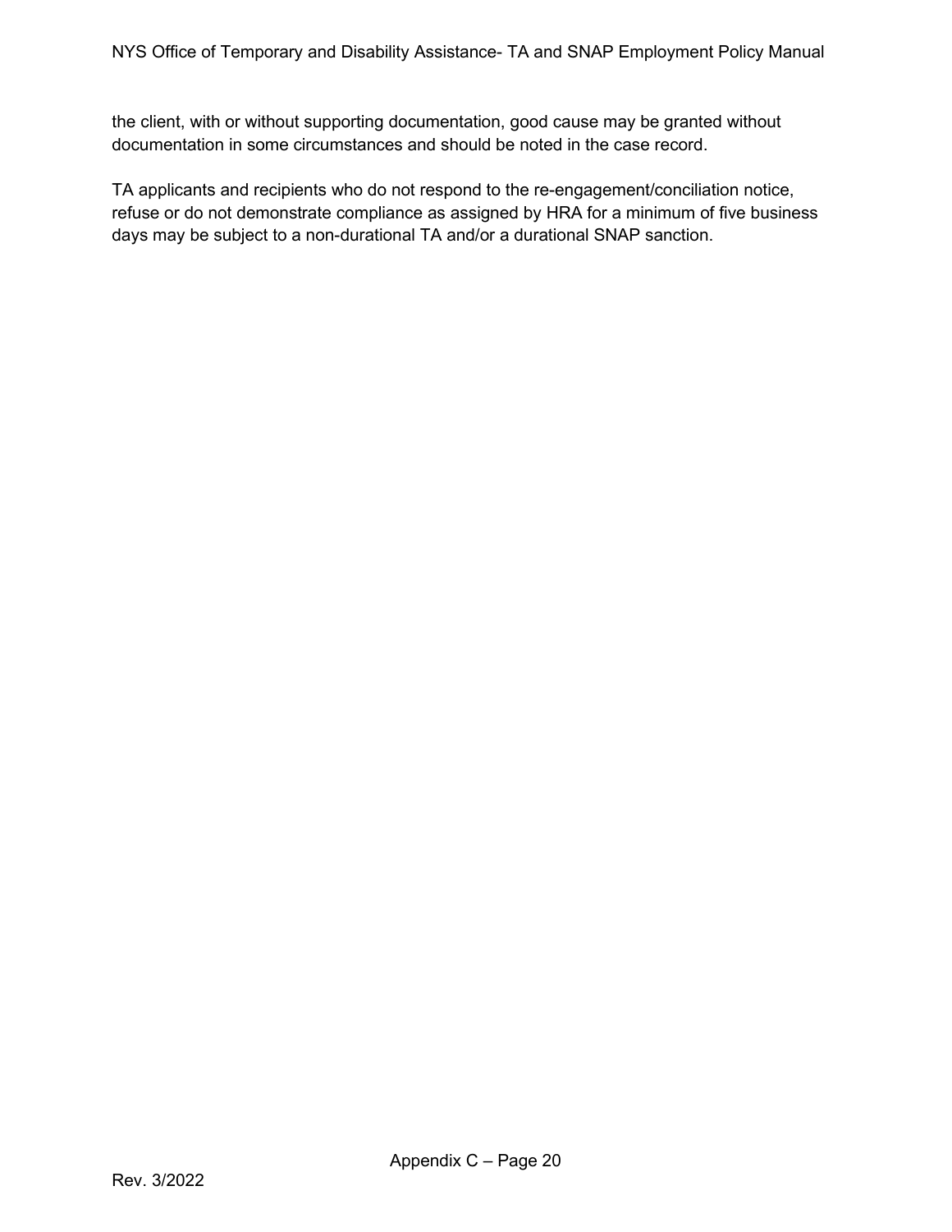the client, with or without supporting documentation, good cause may be granted without documentation in some circumstances and should be noted in the case record.

TA applicants and recipients who do not respond to the re-engagement/conciliation notice, refuse or do not demonstrate compliance as assigned by HRA for a minimum of five business days may be subject to a non-durational TA and/or a durational SNAP sanction.